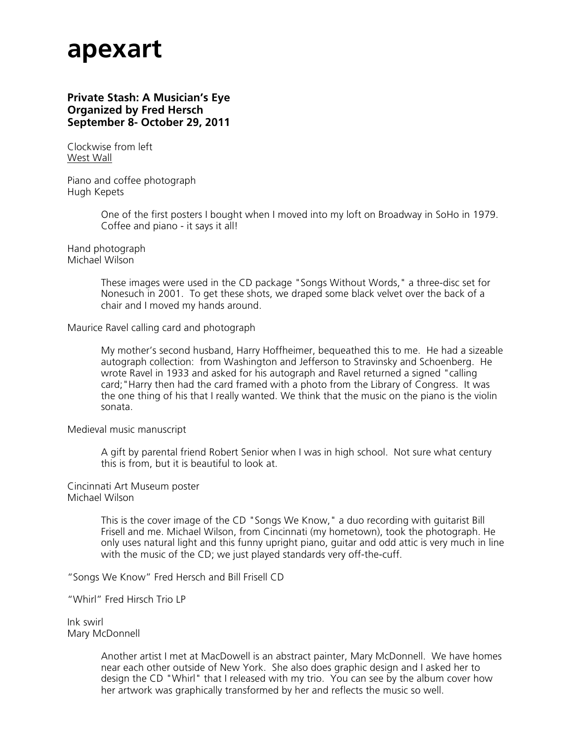# apexart

**Private Stash: A Musician's Eye**
**Organized by Fred Hersch**
**September 8- October 29, 2011**

Clockwise from left
<u>West Wall</u>

Piano and coffee photograph
Hugh Kepets

> One of the first posters I bought when I moved into my loft on Broadway in SoHo in 1979. Coffee and piano - it says it all!

Hand photograph
Michael Wilson

> These images were used in the CD package "Songs Without Words," a three-disc set for Nonesuch in 2001. To get these shots, we draped some black velvet over the back of a chair and I moved my hands around.

Maurice Ravel calling card and photograph

> My mother's second husband, Harry Hoffheimer, bequeathed this to me. He had a sizeable autograph collection: from Washington and Jefferson to Stravinsky and Schoenberg. He wrote Ravel in 1933 and asked for his autograph and Ravel returned a signed "calling card;"Harry then had the card framed with a photo from the Library of Congress. It was the one thing of his that I really wanted. We think that the music on the piano is the violin sonata.

Medieval music manuscript

> A gift by parental friend Robert Senior when I was in high school. Not sure what century this is from, but it is beautiful to look at.

Cincinnati Art Museum poster
Michael Wilson

> This is the cover image of the CD "Songs We Know," a duo recording with guitarist Bill Frisell and me. Michael Wilson, from Cincinnati (my hometown), took the photograph. He only uses natural light and this funny upright piano, guitar and odd attic is very much in line with the music of the CD; we just played standards very off-the-cuff.

"Songs We Know" Fred Hersch and Bill Frisell CD

"Whirl" Fred Hirsch Trio LP

Ink swirl
Mary McDonnell

> Another artist I met at MacDowell is an abstract painter, Mary McDonnell. We have homes near each other outside of New York. She also does graphic design and I asked her to design the CD "Whirl" that I released with my trio. You can see by the album cover how her artwork was graphically transformed by her and reflects the music so well.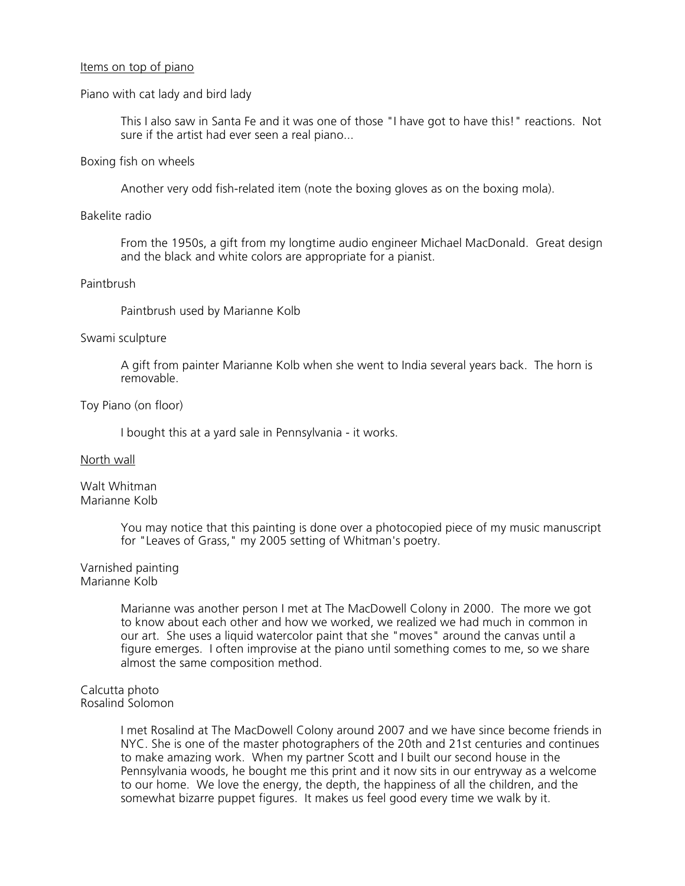<u>Items on top of piano</u>

Piano with cat lady and bird lady

> This I also saw in Santa Fe and it was one of those "I have got to have this!" reactions. Not sure if the artist had ever seen a real piano...

Boxing fish on wheels

> Another very odd fish-related item (note the boxing gloves as on the boxing mola).

Bakelite radio

> From the 1950s, a gift from my longtime audio engineer Michael MacDonald. Great design and the black and white colors are appropriate for a pianist.

Paintbrush

> Paintbrush used by Marianne Kolb

Swami sculpture

> A gift from painter Marianne Kolb when she went to India several years back. The horn is removable.

Toy Piano (on floor)

> I bought this at a yard sale in Pennsylvania - it works.

<u>North wall</u>

Walt Whitman
Marianne Kolb

> You may notice that this painting is done over a photocopied piece of my music manuscript for "Leaves of Grass," my 2005 setting of Whitman's poetry.

Varnished painting
Marianne Kolb

> Marianne was another person I met at The MacDowell Colony in 2000. The more we got to know about each other and how we worked, we realized we had much in common in our art. She uses a liquid watercolor paint that she "moves" around the canvas until a figure emerges. I often improvise at the piano until something comes to me, so we share almost the same composition method.

Calcutta photo
Rosalind Solomon

> I met Rosalind at The MacDowell Colony around 2007 and we have since become friends in NYC. She is one of the master photographers of the 20th and 21st centuries and continues to make amazing work. When my partner Scott and I built our second house in the Pennsylvania woods, he bought me this print and it now sits in our entryway as a welcome to our home. We love the energy, the depth, the happiness of all the children, and the somewhat bizarre puppet figures. It makes us feel good every time we walk by it.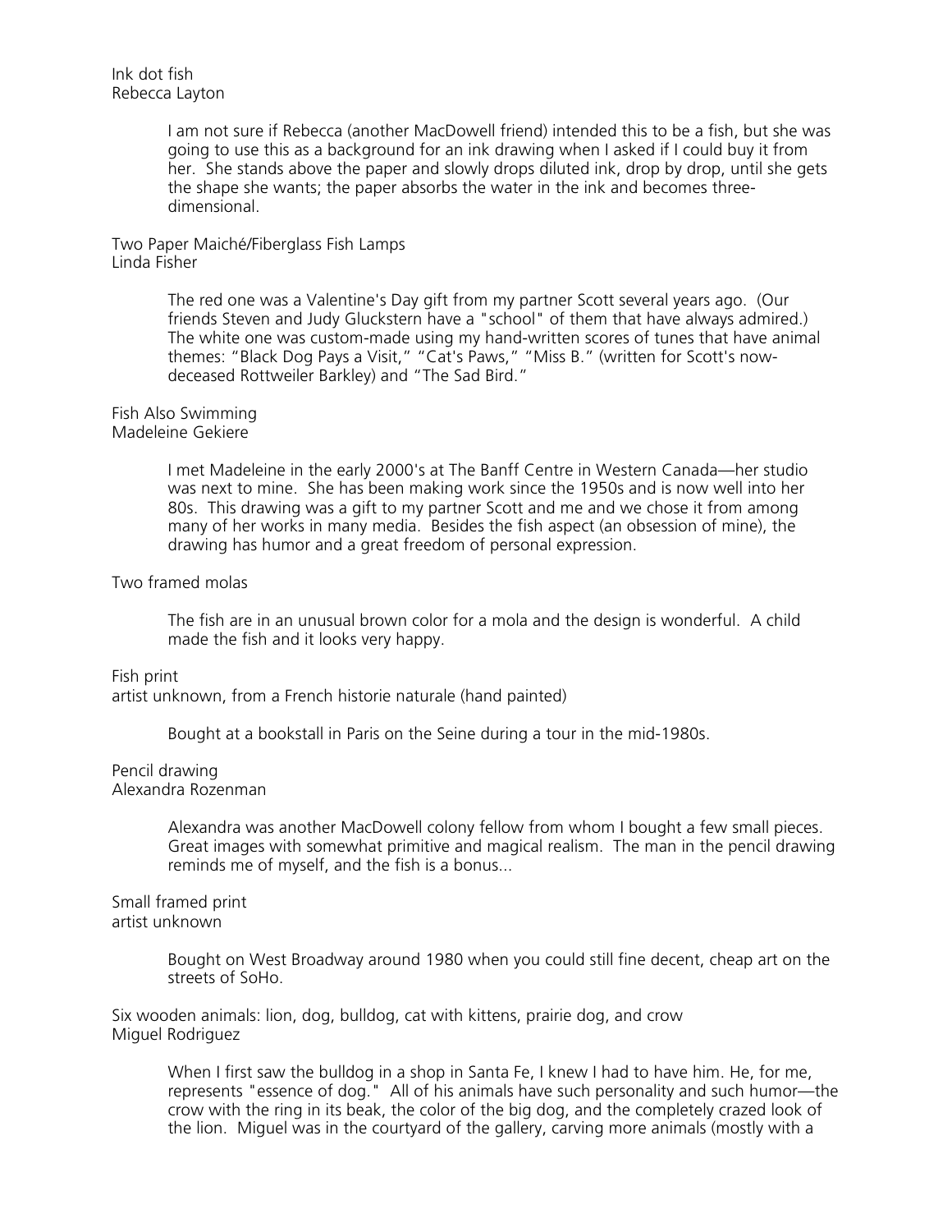Ink dot fish
Rebecca Layton

> I am not sure if Rebecca (another MacDowell friend) intended this to be a fish, but she was going to use this as a background for an ink drawing when I asked if I could buy it from her. She stands above the paper and slowly drops diluted ink, drop by drop, until she gets the shape she wants; the paper absorbs the water in the ink and becomes three-dimensional.

Two Paper Maiché/Fiberglass Fish Lamps
Linda Fisher

> The red one was a Valentine's Day gift from my partner Scott several years ago. (Our friends Steven and Judy Gluckstern have a "school" of them that have always admired.) The white one was custom-made using my hand-written scores of tunes that have animal themes: "Black Dog Pays a Visit," "Cat's Paws," "Miss B." (written for Scott's now-deceased Rottweiler Barkley) and "The Sad Bird."

Fish Also Swimming
Madeleine Gekiere

> I met Madeleine in the early 2000's at The Banff Centre in Western Canada—her studio was next to mine. She has been making work since the 1950s and is now well into her 80s. This drawing was a gift to my partner Scott and me and we chose it from among many of her works in many media. Besides the fish aspect (an obsession of mine), the drawing has humor and a great freedom of personal expression.

Two framed molas

> The fish are in an unusual brown color for a mola and the design is wonderful. A child made the fish and it looks very happy.

Fish print
artist unknown, from a French historie naturale (hand painted)

> Bought at a bookstall in Paris on the Seine during a tour in the mid-1980s.

Pencil drawing
Alexandra Rozenman

> Alexandra was another MacDowell colony fellow from whom I bought a few small pieces. Great images with somewhat primitive and magical realism. The man in the pencil drawing reminds me of myself, and the fish is a bonus...

Small framed print
artist unknown

> Bought on West Broadway around 1980 when you could still fine decent, cheap art on the streets of SoHo.

Six wooden animals: lion, dog, bulldog, cat with kittens, prairie dog, and crow
Miguel Rodriguez

> When I first saw the bulldog in a shop in Santa Fe, I knew I had to have him. He, for me, represents "essence of dog." All of his animals have such personality and such humor—the crow with the ring in its beak, the color of the big dog, and the completely crazed look of the lion. Miguel was in the courtyard of the gallery, carving more animals (mostly with a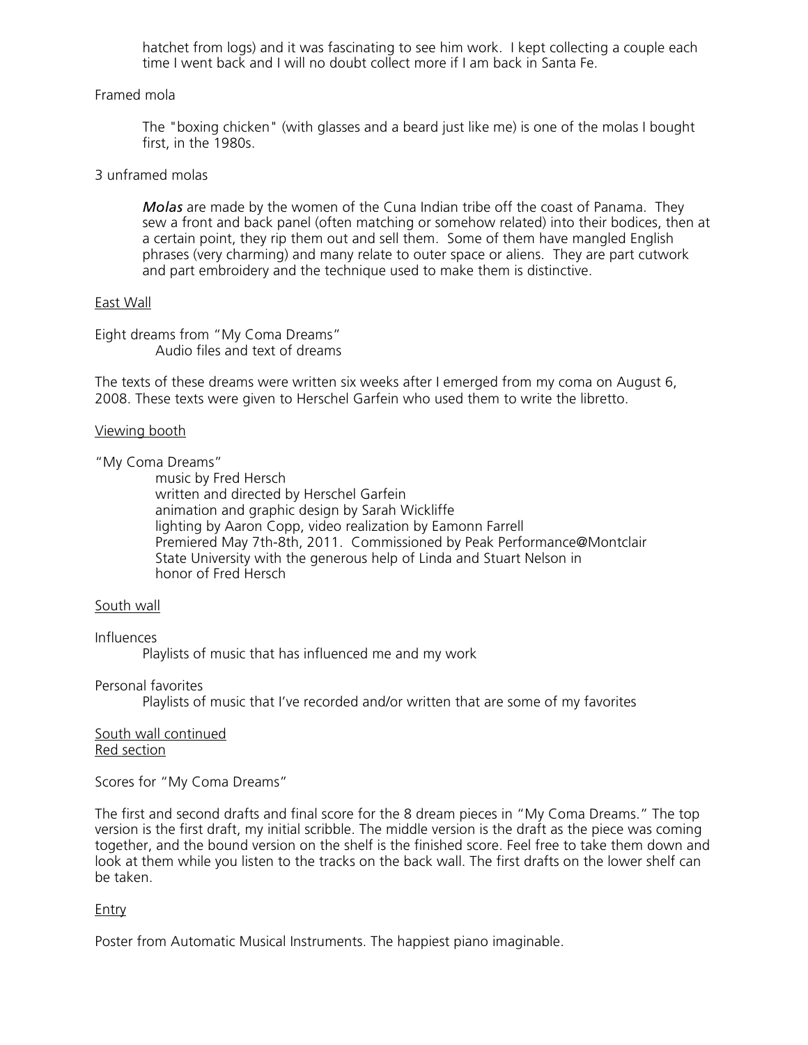hatchet from logs) and it was fascinating to see him work. I kept collecting a couple each time I went back and I will no doubt collect more if I am back in Santa Fe.

Framed mola

The "boxing chicken" (with glasses and a beard just like me) is one of the molas I bought first, in the 1980s.

3 unframed molas

***Molas*** are made by the women of the Cuna Indian tribe off the coast of Panama. They sew a front and back panel (often matching or somehow related) into their bodices, then at a certain point, they rip them out and sell them. Some of them have mangled English phrases (very charming) and many relate to outer space or aliens. They are part cutwork and part embroidery and the technique used to make them is distinctive.

<u>East Wall</u>

Eight dreams from "My Coma Dreams"
Audio files and text of dreams

The texts of these dreams were written six weeks after I emerged from my coma on August 6, 2008. These texts were given to Herschel Garfein who used them to write the libretto.

<u>Viewing booth</u>

"My Coma Dreams"
music by Fred Hersch
written and directed by Herschel Garfein
animation and graphic design by Sarah Wickliffe
lighting by Aaron Copp, video realization by Eamonn Farrell
Premiered May 7th-8th, 2011. Commissioned by Peak Performance@Montclair State University with the generous help of Linda and Stuart Nelson in honor of Fred Hersch

<u>South wall</u>

Influences
Playlists of music that has influenced me and my work

Personal favorites
Playlists of music that I've recorded and/or written that are some of my favorites

<u>South wall continued</u>
<u>Red section</u>

Scores for "My Coma Dreams"

The first and second drafts and final score for the 8 dream pieces in "My Coma Dreams." The top version is the first draft, my initial scribble. The middle version is the draft as the piece was coming together, and the bound version on the shelf is the finished score. Feel free to take them down and look at them while you listen to the tracks on the back wall. The first drafts on the lower shelf can be taken.

<u>Entry</u>

Poster from Automatic Musical Instruments. The happiest piano imaginable.